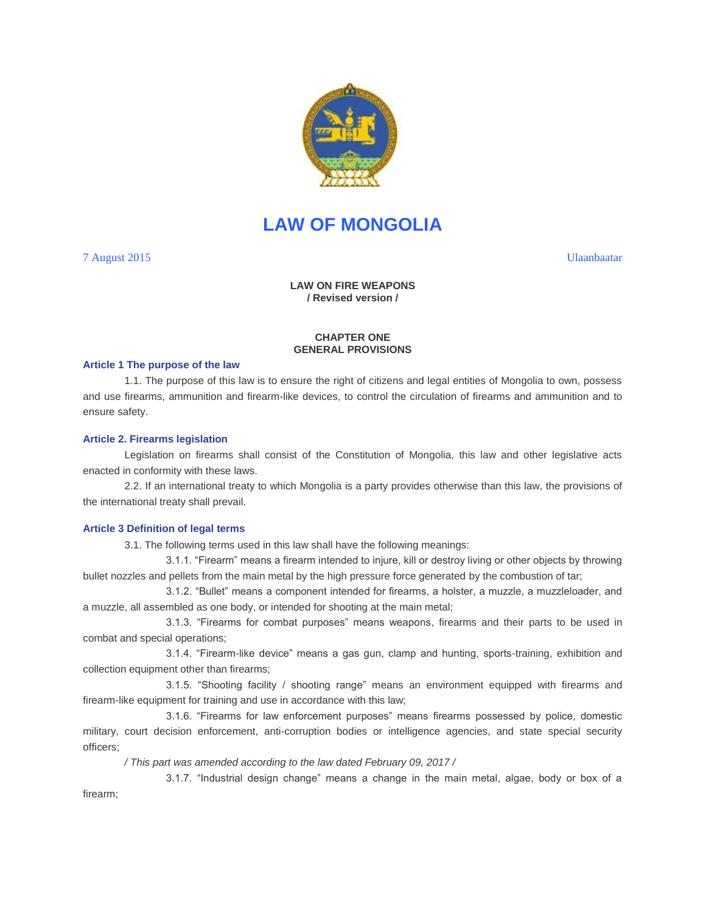# LAW OF MONGOLIA

7 August 2015 Ulaanbaatar

**LAW ON FIRE WEAPONS**
**/ Revised version /**

## CHAPTER ONE
## GENERAL PROVISIONS

### Article 1 The purpose of the law

1.1. The purpose of this law is to ensure the right of citizens and legal entities of Mongolia to own, possess and use firearms, ammunition and firearm-like devices, to control the circulation of firearms and ammunition and to ensure safety.

### Article 2. Firearms legislation

Legislation on firearms shall consist of the Constitution of Mongolia, this law and other legislative acts enacted in conformity with these laws.

2.2. If an international treaty to which Mongolia is a party provides otherwise than this law, the provisions of the international treaty shall prevail.

### Article 3 Definition of legal terms

3.1. The following terms used in this law shall have the following meanings:

3.1.1. "Firearm" means a firearm intended to injure, kill or destroy living or other objects by throwing bullet nozzles and pellets from the main metal by the high pressure force generated by the combustion of tar;

3.1.2. "Bullet" means a component intended for firearms, a holster, a muzzle, a muzzleloader, and a muzzle, all assembled as one body, or intended for shooting at the main metal;

3.1.3. "Firearms for combat purposes" means weapons, firearms and their parts to be used in combat and special operations;

3.1.4. "Firearm-like device" means a gas gun, clamp and hunting, sports-training, exhibition and collection equipment other than firearms;

3.1.5. "Shooting facility / shooting range" means an environment equipped with firearms and firearm-like equipment for training and use in accordance with this law;

3.1.6. "Firearms for law enforcement purposes" means firearms possessed by police, domestic military, court decision enforcement, anti-corruption bodies or intelligence agencies, and state special security officers;

*/ This part was amended according to the law dated February 09, 2017 /*

3.1.7. "Industrial design change" means a change in the main metal, algae, body or box of a firearm;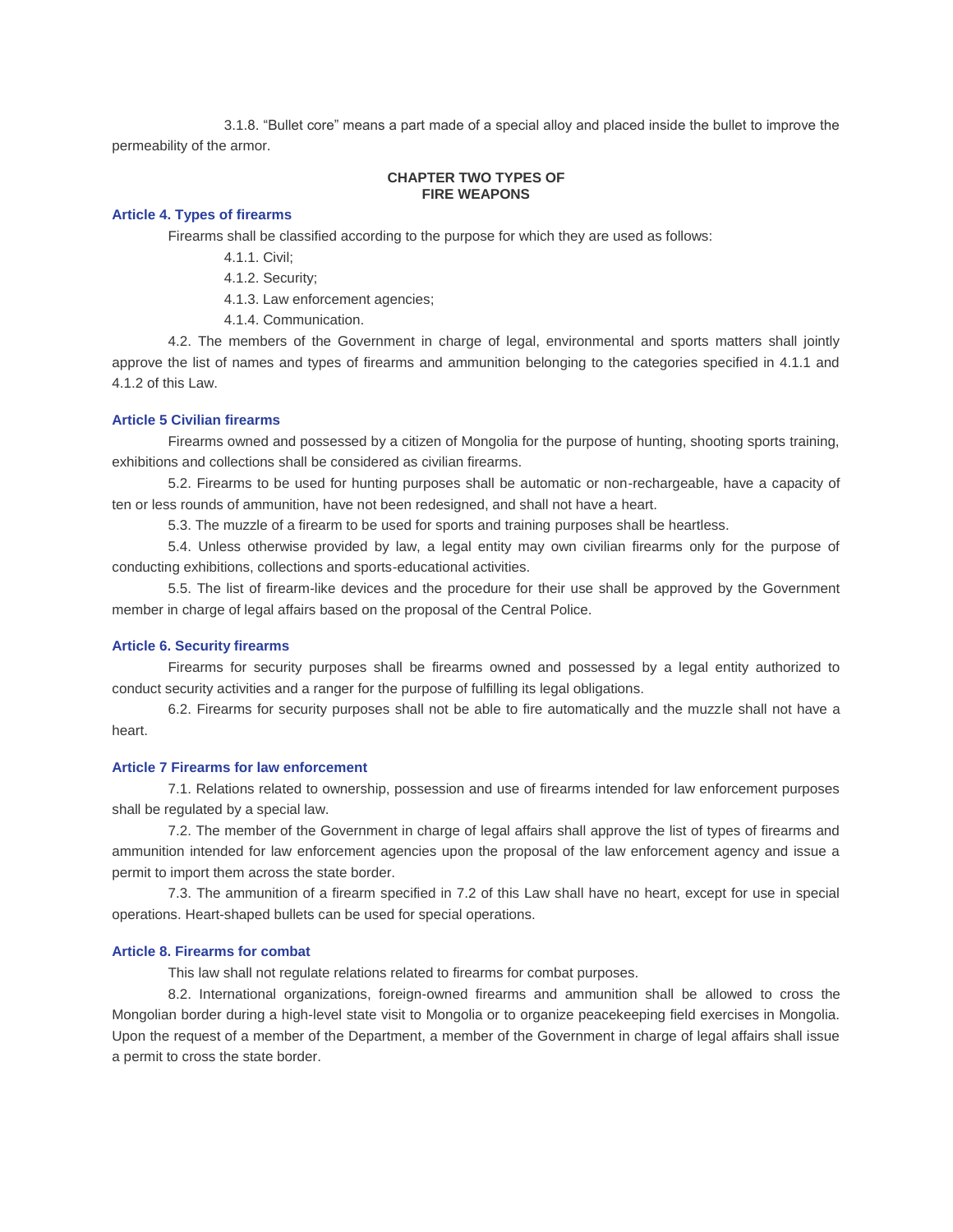3.1.8. "Bullet core" means a part made of a special alloy and placed inside the bullet to improve the permeability of the armor.

## CHAPTER TWO TYPES OF FIRE WEAPONS

### Article 4. Types of firearms

Firearms shall be classified according to the purpose for which they are used as follows:

4.1.1. Civil;

4.1.2. Security;

4.1.3. Law enforcement agencies;

4.1.4. Communication.

4.2. The members of the Government in charge of legal, environmental and sports matters shall jointly approve the list of names and types of firearms and ammunition belonging to the categories specified in 4.1.1 and 4.1.2 of this Law.

### Article 5 Civilian firearms

Firearms owned and possessed by a citizen of Mongolia for the purpose of hunting, shooting sports training, exhibitions and collections shall be considered as civilian firearms.

5.2. Firearms to be used for hunting purposes shall be automatic or non-rechargeable, have a capacity of ten or less rounds of ammunition, have not been redesigned, and shall not have a heart.

5.3. The muzzle of a firearm to be used for sports and training purposes shall be heartless.

5.4. Unless otherwise provided by law, a legal entity may own civilian firearms only for the purpose of conducting exhibitions, collections and sports-educational activities.

5.5. The list of firearm-like devices and the procedure for their use shall be approved by the Government member in charge of legal affairs based on the proposal of the Central Police.

### Article 6. Security firearms

Firearms for security purposes shall be firearms owned and possessed by a legal entity authorized to conduct security activities and a ranger for the purpose of fulfilling its legal obligations.

6.2. Firearms for security purposes shall not be able to fire automatically and the muzzle shall not have a heart.

### Article 7 Firearms for law enforcement

7.1. Relations related to ownership, possession and use of firearms intended for law enforcement purposes shall be regulated by a special law.

7.2. The member of the Government in charge of legal affairs shall approve the list of types of firearms and ammunition intended for law enforcement agencies upon the proposal of the law enforcement agency and issue a permit to import them across the state border.

7.3. The ammunition of a firearm specified in 7.2 of this Law shall have no heart, except for use in special operations. Heart-shaped bullets can be used for special operations.

### Article 8. Firearms for combat

This law shall not regulate relations related to firearms for combat purposes.

8.2. International organizations, foreign-owned firearms and ammunition shall be allowed to cross the Mongolian border during a high-level state visit to Mongolia or to organize peacekeeping field exercises in Mongolia. Upon the request of a member of the Department, a member of the Government in charge of legal affairs shall issue a permit to cross the state border.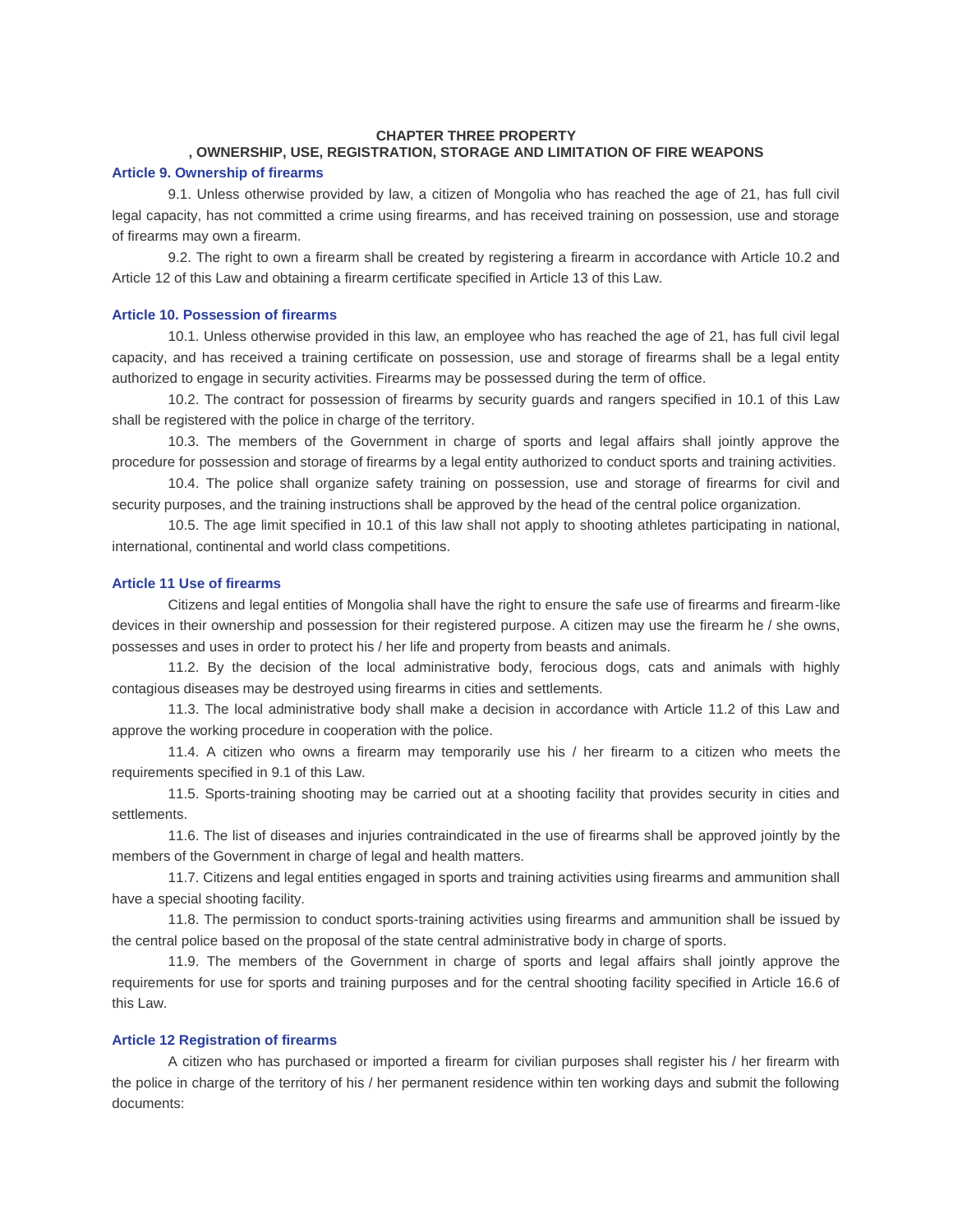## CHAPTER THREE PROPERTY
## , OWNERSHIP, USE, REGISTRATION, STORAGE AND LIMITATION OF FIRE WEAPONS

### Article 9. Ownership of firearms

9.1. Unless otherwise provided by law, a citizen of Mongolia who has reached the age of 21, has full civil legal capacity, has not committed a crime using firearms, and has received training on possession, use and storage of firearms may own a firearm.

9.2. The right to own a firearm shall be created by registering a firearm in accordance with Article 10.2 and Article 12 of this Law and obtaining a firearm certificate specified in Article 13 of this Law.

### Article 10. Possession of firearms

10.1. Unless otherwise provided in this law, an employee who has reached the age of 21, has full civil legal capacity, and has received a training certificate on possession, use and storage of firearms shall be a legal entity authorized to engage in security activities. Firearms may be possessed during the term of office.

10.2. The contract for possession of firearms by security guards and rangers specified in 10.1 of this Law shall be registered with the police in charge of the territory.

10.3. The members of the Government in charge of sports and legal affairs shall jointly approve the procedure for possession and storage of firearms by a legal entity authorized to conduct sports and training activities.

10.4. The police shall organize safety training on possession, use and storage of firearms for civil and security purposes, and the training instructions shall be approved by the head of the central police organization.

10.5. The age limit specified in 10.1 of this law shall not apply to shooting athletes participating in national, international, continental and world class competitions.

### Article 11 Use of firearms

Citizens and legal entities of Mongolia shall have the right to ensure the safe use of firearms and firearm-like devices in their ownership and possession for their registered purpose. A citizen may use the firearm he / she owns, possesses and uses in order to protect his / her life and property from beasts and animals.

11.2. By the decision of the local administrative body, ferocious dogs, cats and animals with highly contagious diseases may be destroyed using firearms in cities and settlements.

11.3. The local administrative body shall make a decision in accordance with Article 11.2 of this Law and approve the working procedure in cooperation with the police.

11.4. A citizen who owns a firearm may temporarily use his / her firearm to a citizen who meets the requirements specified in 9.1 of this Law.

11.5. Sports-training shooting may be carried out at a shooting facility that provides security in cities and settlements.

11.6. The list of diseases and injuries contraindicated in the use of firearms shall be approved jointly by the members of the Government in charge of legal and health matters.

11.7. Citizens and legal entities engaged in sports and training activities using firearms and ammunition shall have a special shooting facility.

11.8. The permission to conduct sports-training activities using firearms and ammunition shall be issued by the central police based on the proposal of the state central administrative body in charge of sports.

11.9. The members of the Government in charge of sports and legal affairs shall jointly approve the requirements for use for sports and training purposes and for the central shooting facility specified in Article 16.6 of this Law.

### Article 12 Registration of firearms

A citizen who has purchased or imported a firearm for civilian purposes shall register his / her firearm with the police in charge of the territory of his / her permanent residence within ten working days and submit the following documents: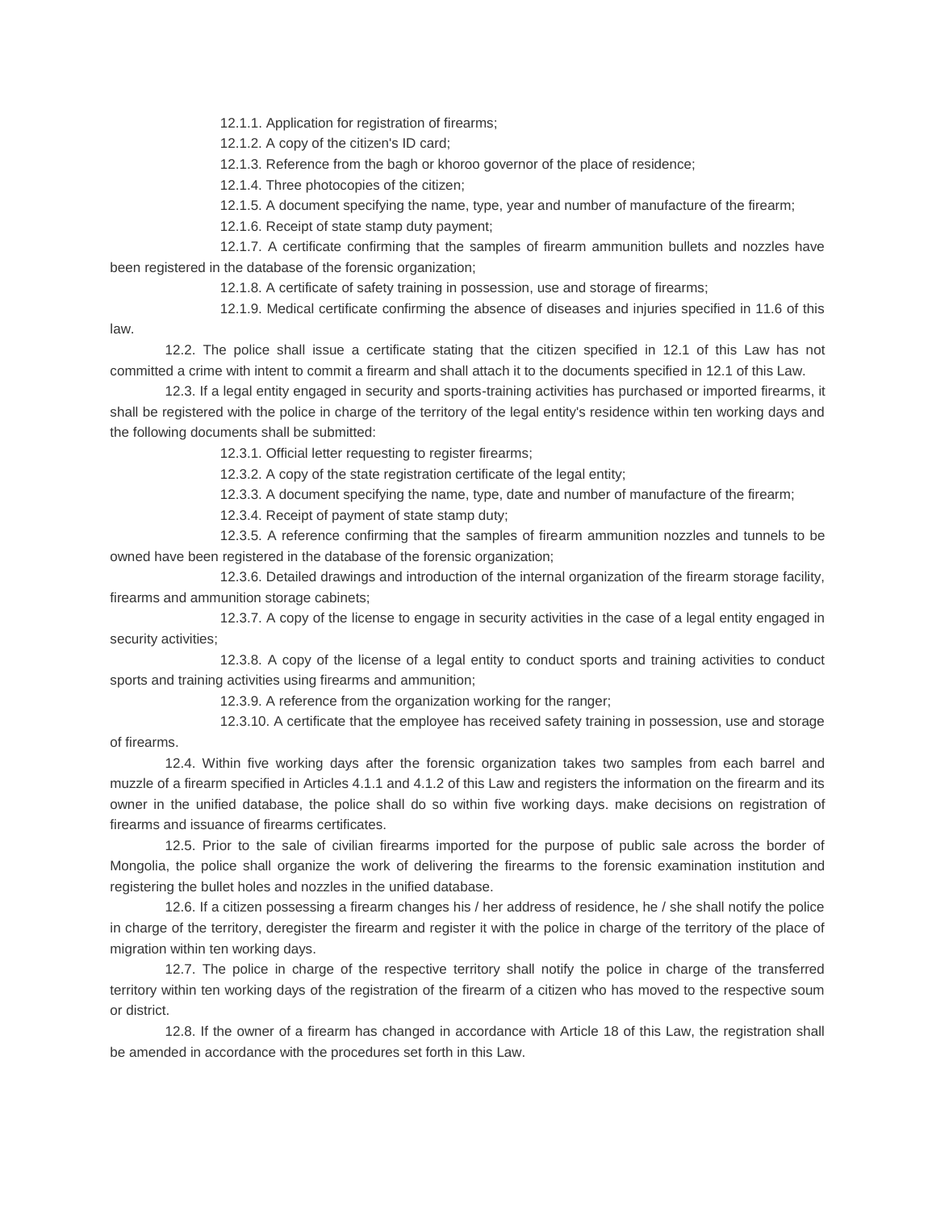12.1.1. Application for registration of firearms;

12.1.2. A copy of the citizen's ID card;

12.1.3. Reference from the bagh or khoroo governor of the place of residence;

12.1.4. Three photocopies of the citizen;

12.1.5. A document specifying the name, type, year and number of manufacture of the firearm;

12.1.6. Receipt of state stamp duty payment;

12.1.7. A certificate confirming that the samples of firearm ammunition bullets and nozzles have been registered in the database of the forensic organization;

12.1.8. A certificate of safety training in possession, use and storage of firearms;

12.1.9. Medical certificate confirming the absence of diseases and injuries specified in 11.6 of this law.

12.2. The police shall issue a certificate stating that the citizen specified in 12.1 of this Law has not committed a crime with intent to commit a firearm and shall attach it to the documents specified in 12.1 of this Law.

12.3. If a legal entity engaged in security and sports-training activities has purchased or imported firearms, it shall be registered with the police in charge of the territory of the legal entity's residence within ten working days and the following documents shall be submitted:

12.3.1. Official letter requesting to register firearms;

12.3.2. A copy of the state registration certificate of the legal entity;

12.3.3. A document specifying the name, type, date and number of manufacture of the firearm;

12.3.4. Receipt of payment of state stamp duty;

12.3.5. A reference confirming that the samples of firearm ammunition nozzles and tunnels to be owned have been registered in the database of the forensic organization;

12.3.6. Detailed drawings and introduction of the internal organization of the firearm storage facility, firearms and ammunition storage cabinets;

12.3.7. A copy of the license to engage in security activities in the case of a legal entity engaged in security activities;

12.3.8. A copy of the license of a legal entity to conduct sports and training activities to conduct sports and training activities using firearms and ammunition;

12.3.9. A reference from the organization working for the ranger;

12.3.10. A certificate that the employee has received safety training in possession, use and storage of firearms.

12.4. Within five working days after the forensic organization takes two samples from each barrel and muzzle of a firearm specified in Articles 4.1.1 and 4.1.2 of this Law and registers the information on the firearm and its owner in the unified database, the police shall do so within five working days. make decisions on registration of firearms and issuance of firearms certificates.

12.5. Prior to the sale of civilian firearms imported for the purpose of public sale across the border of Mongolia, the police shall organize the work of delivering the firearms to the forensic examination institution and registering the bullet holes and nozzles in the unified database.

12.6. If a citizen possessing a firearm changes his / her address of residence, he / she shall notify the police in charge of the territory, deregister the firearm and register it with the police in charge of the territory of the place of migration within ten working days.

12.7. The police in charge of the respective territory shall notify the police in charge of the transferred territory within ten working days of the registration of the firearm of a citizen who has moved to the respective soum or district.

12.8. If the owner of a firearm has changed in accordance with Article 18 of this Law, the registration shall be amended in accordance with the procedures set forth in this Law.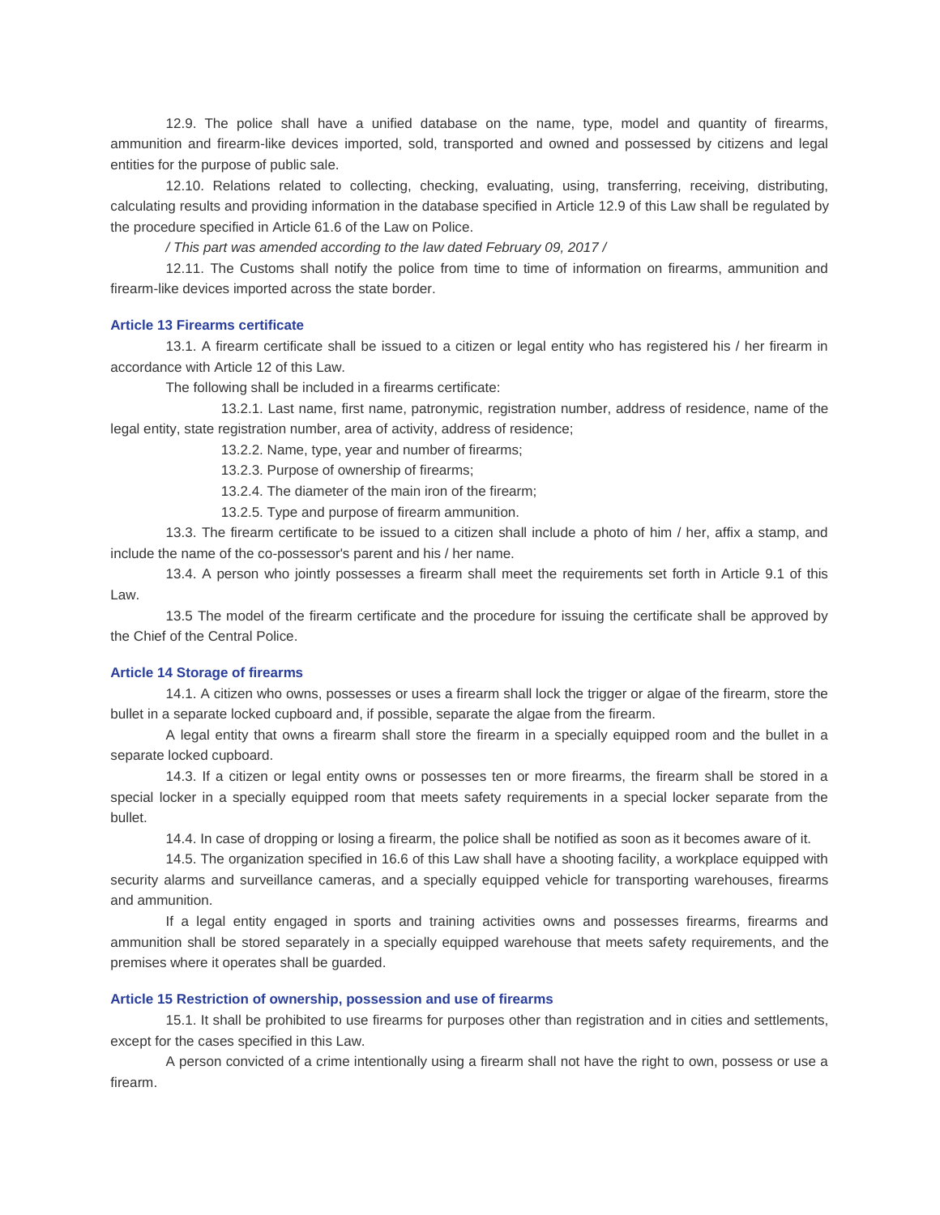12.9. The police shall have a unified database on the name, type, model and quantity of firearms, ammunition and firearm-like devices imported, sold, transported and owned and possessed by citizens and legal entities for the purpose of public sale.

12.10. Relations related to collecting, checking, evaluating, using, transferring, receiving, distributing, calculating results and providing information in the database specified in Article 12.9 of this Law shall be regulated by the procedure specified in Article 61.6 of the Law on Police.

*/ This part was amended according to the law dated February 09, 2017 /*

12.11. The Customs shall notify the police from time to time of information on firearms, ammunition and firearm-like devices imported across the state border.

### Article 13 Firearms certificate

13.1. A firearm certificate shall be issued to a citizen or legal entity who has registered his / her firearm in accordance with Article 12 of this Law.

The following shall be included in a firearms certificate:

13.2.1. Last name, first name, patronymic, registration number, address of residence, name of the legal entity, state registration number, area of activity, address of residence;

13.2.2. Name, type, year and number of firearms;

13.2.3. Purpose of ownership of firearms;

13.2.4. The diameter of the main iron of the firearm;

13.2.5. Type and purpose of firearm ammunition.

13.3. The firearm certificate to be issued to a citizen shall include a photo of him / her, affix a stamp, and include the name of the co-possessor's parent and his / her name.

13.4. A person who jointly possesses a firearm shall meet the requirements set forth in Article 9.1 of this Law.

13.5 The model of the firearm certificate and the procedure for issuing the certificate shall be approved by the Chief of the Central Police.

### Article 14 Storage of firearms

14.1. A citizen who owns, possesses or uses a firearm shall lock the trigger or algae of the firearm, store the bullet in a separate locked cupboard and, if possible, separate the algae from the firearm.

A legal entity that owns a firearm shall store the firearm in a specially equipped room and the bullet in a separate locked cupboard.

14.3. If a citizen or legal entity owns or possesses ten or more firearms, the firearm shall be stored in a special locker in a specially equipped room that meets safety requirements in a special locker separate from the bullet.

14.4. In case of dropping or losing a firearm, the police shall be notified as soon as it becomes aware of it.

14.5. The organization specified in 16.6 of this Law shall have a shooting facility, a workplace equipped with security alarms and surveillance cameras, and a specially equipped vehicle for transporting warehouses, firearms and ammunition.

If a legal entity engaged in sports and training activities owns and possesses firearms, firearms and ammunition shall be stored separately in a specially equipped warehouse that meets safety requirements, and the premises where it operates shall be guarded.

### Article 15 Restriction of ownership, possession and use of firearms

15.1. It shall be prohibited to use firearms for purposes other than registration and in cities and settlements, except for the cases specified in this Law.

A person convicted of a crime intentionally using a firearm shall not have the right to own, possess or use a firearm.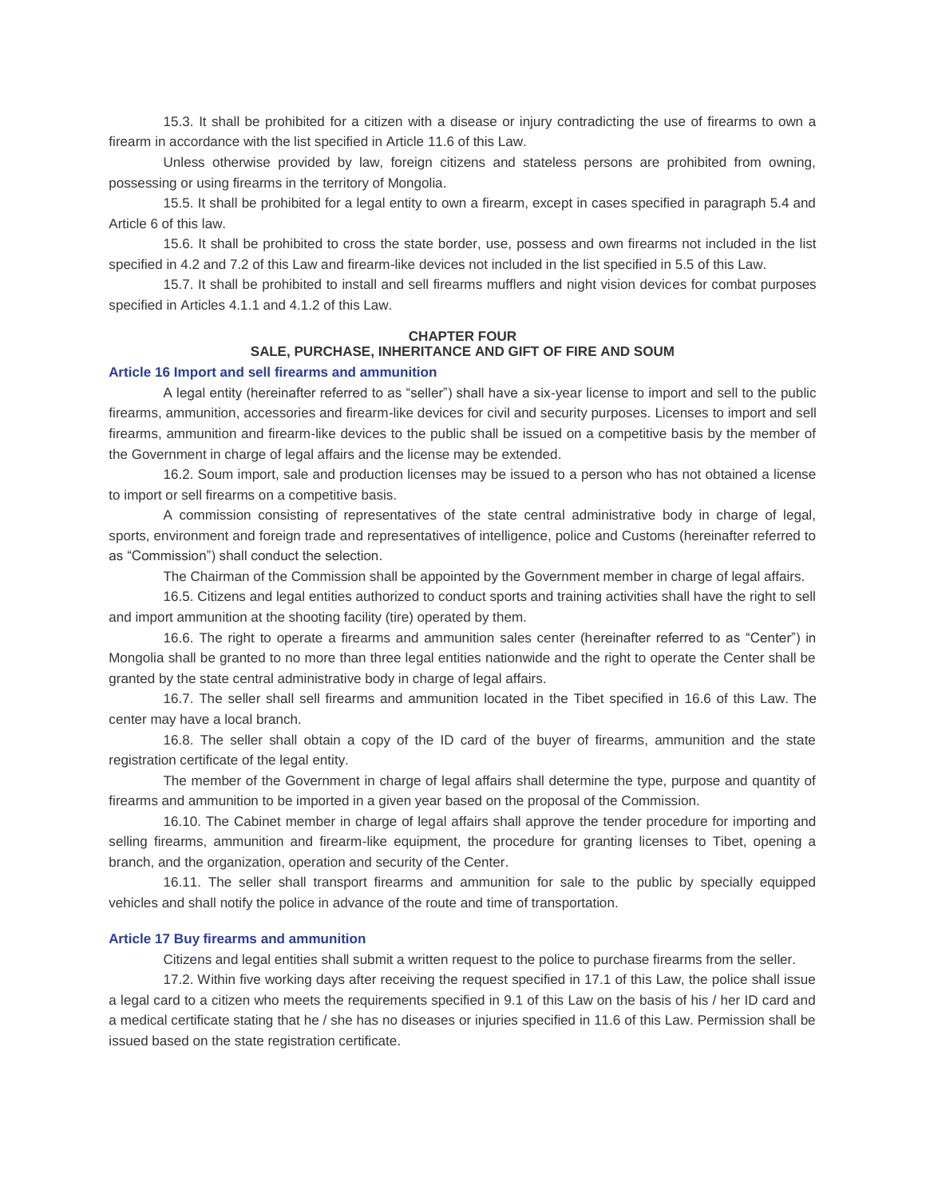15.3. It shall be prohibited for a citizen with a disease or injury contradicting the use of firearms to own a firearm in accordance with the list specified in Article 11.6 of this Law.

Unless otherwise provided by law, foreign citizens and stateless persons are prohibited from owning, possessing or using firearms in the territory of Mongolia.

15.5. It shall be prohibited for a legal entity to own a firearm, except in cases specified in paragraph 5.4 and Article 6 of this law.

15.6. It shall be prohibited to cross the state border, use, possess and own firearms not included in the list specified in 4.2 and 7.2 of this Law and firearm-like devices not included in the list specified in 5.5 of this Law.

15.7. It shall be prohibited to install and sell firearms mufflers and night vision devices for combat purposes specified in Articles 4.1.1 and 4.1.2 of this Law.

## CHAPTER FOUR
## SALE, PURCHASE, INHERITANCE AND GIFT OF FIRE AND SOUM

### Article 16 Import and sell firearms and ammunition

A legal entity (hereinafter referred to as "seller") shall have a six-year license to import and sell to the public firearms, ammunition, accessories and firearm-like devices for civil and security purposes. Licenses to import and sell firearms, ammunition and firearm-like devices to the public shall be issued on a competitive basis by the member of the Government in charge of legal affairs and the license may be extended.

16.2. Soum import, sale and production licenses may be issued to a person who has not obtained a license to import or sell firearms on a competitive basis.

A commission consisting of representatives of the state central administrative body in charge of legal, sports, environment and foreign trade and representatives of intelligence, police and Customs (hereinafter referred to as "Commission") shall conduct the selection.

The Chairman of the Commission shall be appointed by the Government member in charge of legal affairs.

16.5. Citizens and legal entities authorized to conduct sports and training activities shall have the right to sell and import ammunition at the shooting facility (tire) operated by them.

16.6. The right to operate a firearms and ammunition sales center (hereinafter referred to as "Center") in Mongolia shall be granted to no more than three legal entities nationwide and the right to operate the Center shall be granted by the state central administrative body in charge of legal affairs.

16.7. The seller shall sell firearms and ammunition located in the Tibet specified in 16.6 of this Law. The center may have a local branch.

16.8. The seller shall obtain a copy of the ID card of the buyer of firearms, ammunition and the state registration certificate of the legal entity.

The member of the Government in charge of legal affairs shall determine the type, purpose and quantity of firearms and ammunition to be imported in a given year based on the proposal of the Commission.

16.10. The Cabinet member in charge of legal affairs shall approve the tender procedure for importing and selling firearms, ammunition and firearm-like equipment, the procedure for granting licenses to Tibet, opening a branch, and the organization, operation and security of the Center.

16.11. The seller shall transport firearms and ammunition for sale to the public by specially equipped vehicles and shall notify the police in advance of the route and time of transportation.

### Article 17 Buy firearms and ammunition

Citizens and legal entities shall submit a written request to the police to purchase firearms from the seller.

17.2. Within five working days after receiving the request specified in 17.1 of this Law, the police shall issue a legal card to a citizen who meets the requirements specified in 9.1 of this Law on the basis of his / her ID card and a medical certificate stating that he / she has no diseases or injuries specified in 11.6 of this Law. Permission shall be issued based on the state registration certificate.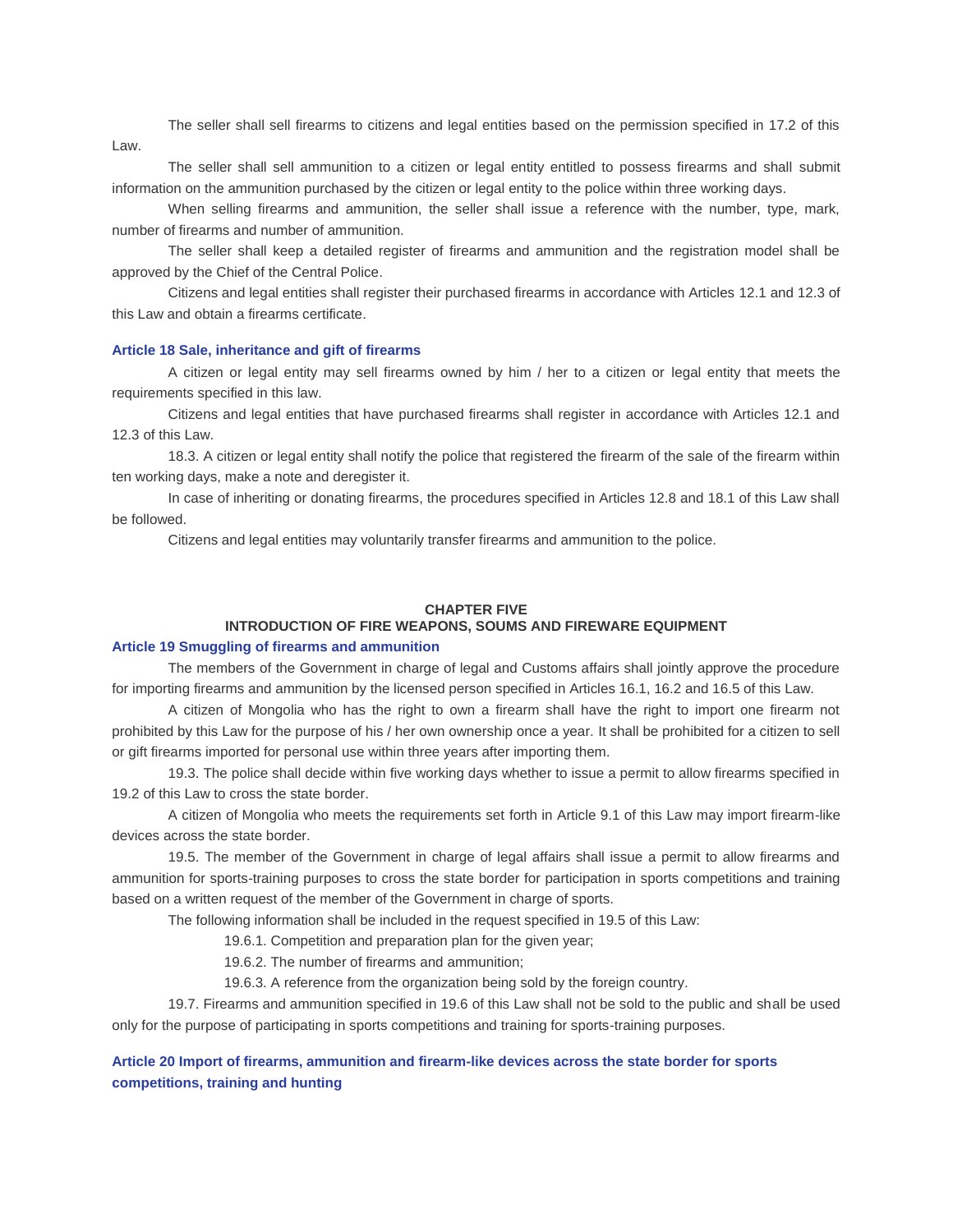The seller shall sell firearms to citizens and legal entities based on the permission specified in 17.2 of this Law.

The seller shall sell ammunition to a citizen or legal entity entitled to possess firearms and shall submit information on the ammunition purchased by the citizen or legal entity to the police within three working days.

When selling firearms and ammunition, the seller shall issue a reference with the number, type, mark, number of firearms and number of ammunition.

The seller shall keep a detailed register of firearms and ammunition and the registration model shall be approved by the Chief of the Central Police.

Citizens and legal entities shall register their purchased firearms in accordance with Articles 12.1 and 12.3 of this Law and obtain a firearms certificate.

### Article 18 Sale, inheritance and gift of firearms

A citizen or legal entity may sell firearms owned by him / her to a citizen or legal entity that meets the requirements specified in this law.

Citizens and legal entities that have purchased firearms shall register in accordance with Articles 12.1 and 12.3 of this Law.

18.3. A citizen or legal entity shall notify the police that registered the firearm of the sale of the firearm within ten working days, make a note and deregister it.

In case of inheriting or donating firearms, the procedures specified in Articles 12.8 and 18.1 of this Law shall be followed.

Citizens and legal entities may voluntarily transfer firearms and ammunition to the police.

## CHAPTER FIVE
## INTRODUCTION OF FIRE WEAPONS, SOUMS AND FIREWARE EQUIPMENT

### Article 19 Smuggling of firearms and ammunition

The members of the Government in charge of legal and Customs affairs shall jointly approve the procedure for importing firearms and ammunition by the licensed person specified in Articles 16.1, 16.2 and 16.5 of this Law.

A citizen of Mongolia who has the right to own a firearm shall have the right to import one firearm not prohibited by this Law for the purpose of his / her own ownership once a year. It shall be prohibited for a citizen to sell or gift firearms imported for personal use within three years after importing them.

19.3. The police shall decide within five working days whether to issue a permit to allow firearms specified in 19.2 of this Law to cross the state border.

A citizen of Mongolia who meets the requirements set forth in Article 9.1 of this Law may import firearm-like devices across the state border.

19.5. The member of the Government in charge of legal affairs shall issue a permit to allow firearms and ammunition for sports-training purposes to cross the state border for participation in sports competitions and training based on a written request of the member of the Government in charge of sports.

The following information shall be included in the request specified in 19.5 of this Law:

19.6.1. Competition and preparation plan for the given year;

19.6.2. The number of firearms and ammunition;

19.6.3. A reference from the organization being sold by the foreign country.

19.7. Firearms and ammunition specified in 19.6 of this Law shall not be sold to the public and shall be used only for the purpose of participating in sports competitions and training for sports-training purposes.

### Article 20 Import of firearms, ammunition and firearm-like devices across the state border for sports competitions, training and hunting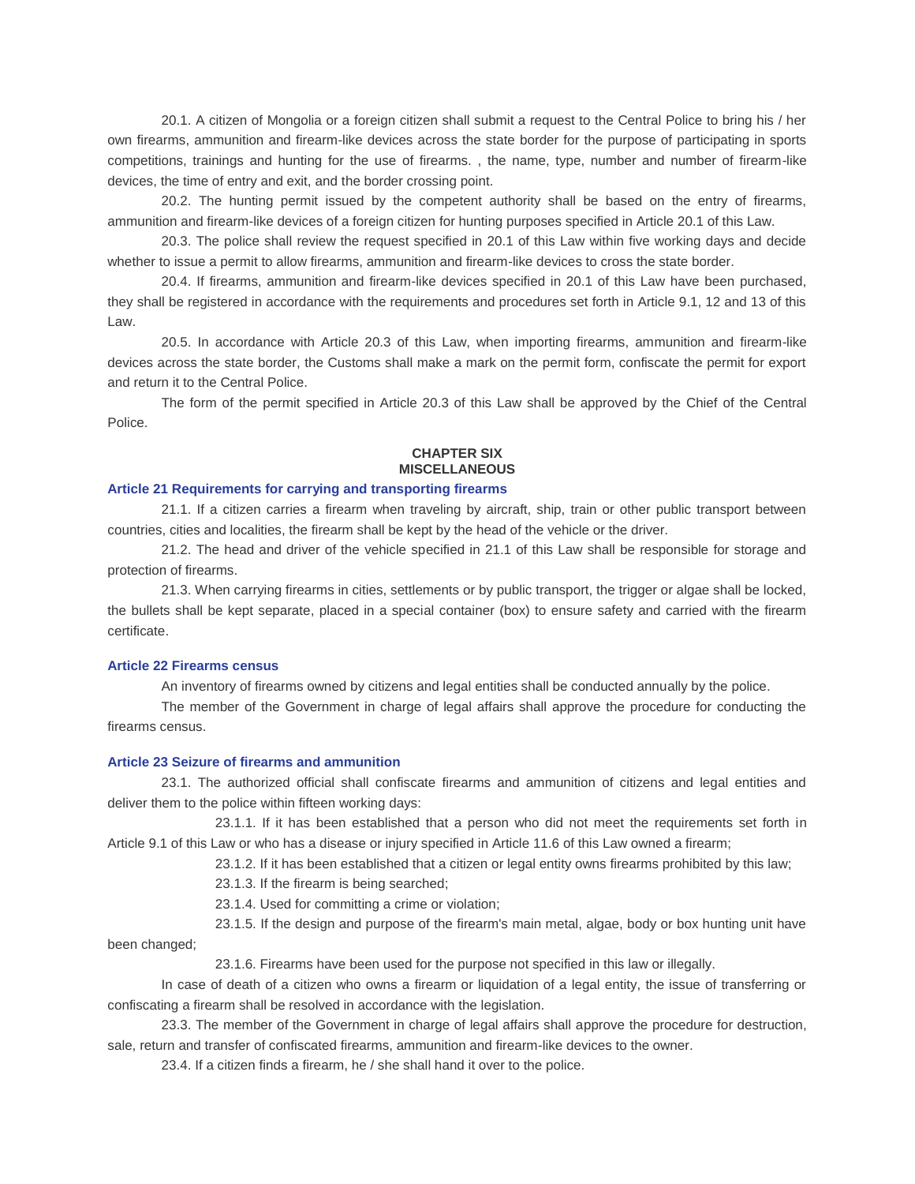20.1. A citizen of Mongolia or a foreign citizen shall submit a request to the Central Police to bring his / her own firearms, ammunition and firearm-like devices across the state border for the purpose of participating in sports competitions, trainings and hunting for the use of firearms. , the name, type, number and number of firearm-like devices, the time of entry and exit, and the border crossing point.

20.2. The hunting permit issued by the competent authority shall be based on the entry of firearms, ammunition and firearm-like devices of a foreign citizen for hunting purposes specified in Article 20.1 of this Law.

20.3. The police shall review the request specified in 20.1 of this Law within five working days and decide whether to issue a permit to allow firearms, ammunition and firearm-like devices to cross the state border.

20.4. If firearms, ammunition and firearm-like devices specified in 20.1 of this Law have been purchased, they shall be registered in accordance with the requirements and procedures set forth in Article 9.1, 12 and 13 of this Law.

20.5. In accordance with Article 20.3 of this Law, when importing firearms, ammunition and firearm-like devices across the state border, the Customs shall make a mark on the permit form, confiscate the permit for export and return it to the Central Police.

The form of the permit specified in Article 20.3 of this Law shall be approved by the Chief of the Central Police.

## CHAPTER SIX
## MISCELLANEOUS

### Article 21 Requirements for carrying and transporting firearms

21.1. If a citizen carries a firearm when traveling by aircraft, ship, train or other public transport between countries, cities and localities, the firearm shall be kept by the head of the vehicle or the driver.

21.2. The head and driver of the vehicle specified in 21.1 of this Law shall be responsible for storage and protection of firearms.

21.3. When carrying firearms in cities, settlements or by public transport, the trigger or algae shall be locked, the bullets shall be kept separate, placed in a special container (box) to ensure safety and carried with the firearm certificate.

### Article 22 Firearms census

An inventory of firearms owned by citizens and legal entities shall be conducted annually by the police.

The member of the Government in charge of legal affairs shall approve the procedure for conducting the firearms census.

### Article 23 Seizure of firearms and ammunition

23.1. The authorized official shall confiscate firearms and ammunition of citizens and legal entities and deliver them to the police within fifteen working days:

23.1.1. If it has been established that a person who did not meet the requirements set forth in Article 9.1 of this Law or who has a disease or injury specified in Article 11.6 of this Law owned a firearm;

23.1.2. If it has been established that a citizen or legal entity owns firearms prohibited by this law;

23.1.3. If the firearm is being searched;

23.1.4. Used for committing a crime or violation;

23.1.5. If the design and purpose of the firearm's main metal, algae, body or box hunting unit have been changed;

23.1.6. Firearms have been used for the purpose not specified in this law or illegally.

In case of death of a citizen who owns a firearm or liquidation of a legal entity, the issue of transferring or confiscating a firearm shall be resolved in accordance with the legislation.

23.3. The member of the Government in charge of legal affairs shall approve the procedure for destruction, sale, return and transfer of confiscated firearms, ammunition and firearm-like devices to the owner.

23.4. If a citizen finds a firearm, he / she shall hand it over to the police.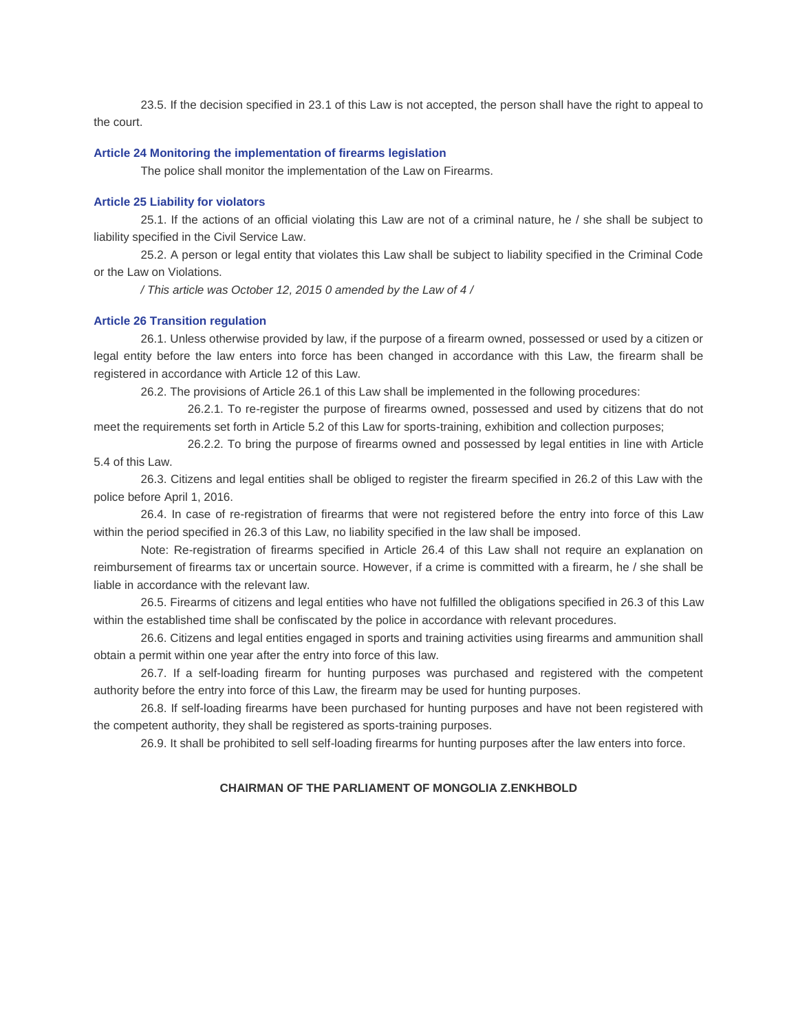23.5. If the decision specified in 23.1 of this Law is not accepted, the person shall have the right to appeal to the court.

### Article 24 Monitoring the implementation of firearms legislation

The police shall monitor the implementation of the Law on Firearms.

### Article 25 Liability for violators

25.1. If the actions of an official violating this Law are not of a criminal nature, he / she shall be subject to liability specified in the Civil Service Law.

25.2. A person or legal entity that violates this Law shall be subject to liability specified in the Criminal Code or the Law on Violations.

*/ This article was October 12, 2015 0 amended by the Law of 4 /*

### Article 26 Transition regulation

26.1. Unless otherwise provided by law, if the purpose of a firearm owned, possessed or used by a citizen or legal entity before the law enters into force has been changed in accordance with this Law, the firearm shall be registered in accordance with Article 12 of this Law.

26.2. The provisions of Article 26.1 of this Law shall be implemented in the following procedures:

26.2.1. To re-register the purpose of firearms owned, possessed and used by citizens that do not meet the requirements set forth in Article 5.2 of this Law for sports-training, exhibition and collection purposes;

26.2.2. To bring the purpose of firearms owned and possessed by legal entities in line with Article 5.4 of this Law.

26.3. Citizens and legal entities shall be obliged to register the firearm specified in 26.2 of this Law with the police before April 1, 2016.

26.4. In case of re-registration of firearms that were not registered before the entry into force of this Law within the period specified in 26.3 of this Law, no liability specified in the law shall be imposed.

Note: Re-registration of firearms specified in Article 26.4 of this Law shall not require an explanation on reimbursement of firearms tax or uncertain source. However, if a crime is committed with a firearm, he / she shall be liable in accordance with the relevant law.

26.5. Firearms of citizens and legal entities who have not fulfilled the obligations specified in 26.3 of this Law within the established time shall be confiscated by the police in accordance with relevant procedures.

26.6. Citizens and legal entities engaged in sports and training activities using firearms and ammunition shall obtain a permit within one year after the entry into force of this law.

26.7. If a self-loading firearm for hunting purposes was purchased and registered with the competent authority before the entry into force of this Law, the firearm may be used for hunting purposes.

26.8. If self-loading firearms have been purchased for hunting purposes and have not been registered with the competent authority, they shall be registered as sports-training purposes.

26.9. It shall be prohibited to sell self-loading firearms for hunting purposes after the law enters into force.

**CHAIRMAN OF THE PARLIAMENT OF MONGOLIA Z.ENKHBOLD**